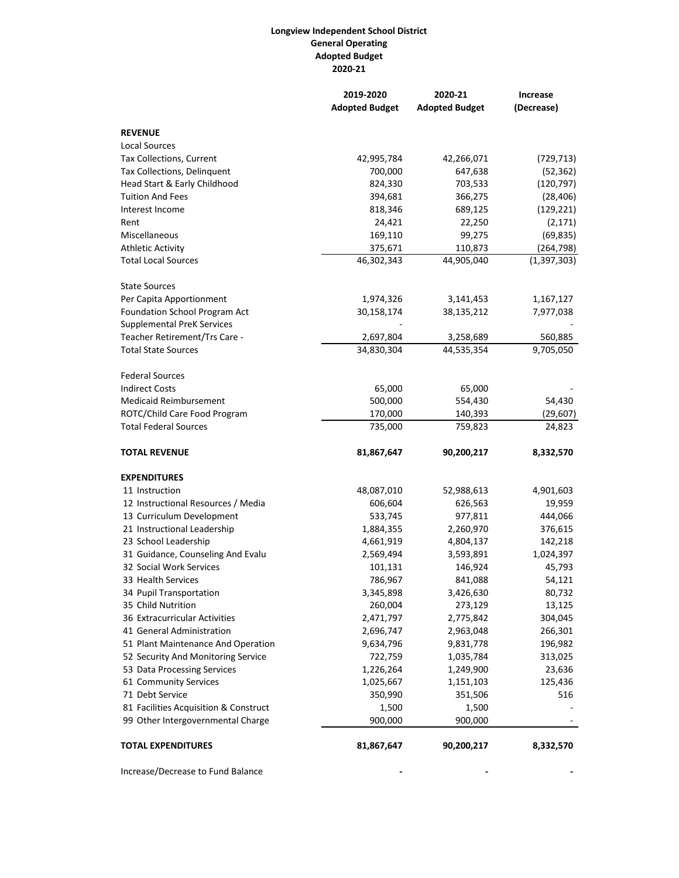**Longview Independent School District**
**General Operating**
**Adopted Budget**
**2020-21**

| | 2019-2020 Adopted Budget | 2020-21 Adopted Budget | Increase (Decrease) |
|---|---|---|---|
| **REVENUE** | | | |
| Local Sources | | | |
| Tax Collections, Current | 42,995,784 | 42,266,071 | (729,713) |
| Tax Collections, Delinquent | 700,000 | 647,638 | (52,362) |
| Head Start & Early Childhood | 824,330 | 703,533 | (120,797) |
| Tuition And Fees | 394,681 | 366,275 | (28,406) |
| Interest Income | 818,346 | 689,125 | (129,221) |
| Rent | 24,421 | 22,250 | (2,171) |
| Miscellaneous | 169,110 | 99,275 | (69,835) |
| Athletic Activity | 375,671 | 110,873 | (264,798) |
| Total Local Sources | 46,302,343 | 44,905,040 | (1,397,303) |
| | | | |
| State Sources | | | |
| Per Capita Apportionment | 1,974,326 | 3,141,453 | 1,167,127 |
| Foundation School Program Act | 30,158,174 | 38,135,212 | 7,977,038 |
| Supplemental PreK Services | - | | - |
| Teacher Retirement/Trs Care - | 2,697,804 | 3,258,689 | 560,885 |
| Total State Sources | 34,830,304 | 44,535,354 | 9,705,050 |
| | | | |
| Federal Sources | | | |
| Indirect Costs | 65,000 | 65,000 | - |
| Medicaid Reimbursement | 500,000 | 554,430 | 54,430 |
| ROTC/Child Care Food Program | 170,000 | 140,393 | (29,607) |
| Total Federal Sources | 735,000 | 759,823 | 24,823 |
| | | | |
| **TOTAL REVENUE** | **81,867,647** | **90,200,217** | **8,332,570** |
| | | | |
| **EXPENDITURES** | | | |
| 11 Instruction | 48,087,010 | 52,988,613 | 4,901,603 |
| 12 Instructional Resources / Media | 606,604 | 626,563 | 19,959 |
| 13 Curriculum Development | 533,745 | 977,811 | 444,066 |
| 21 Instructional Leadership | 1,884,355 | 2,260,970 | 376,615 |
| 23 School Leadership | 4,661,919 | 4,804,137 | 142,218 |
| 31 Guidance, Counseling And Evalu | 2,569,494 | 3,593,891 | 1,024,397 |
| 32 Social Work Services | 101,131 | 146,924 | 45,793 |
| 33 Health Services | 786,967 | 841,088 | 54,121 |
| 34 Pupil Transportation | 3,345,898 | 3,426,630 | 80,732 |
| 35 Child Nutrition | 260,004 | 273,129 | 13,125 |
| 36 Extracurricular Activities | 2,471,797 | 2,775,842 | 304,045 |
| 41 General Administration | 2,696,747 | 2,963,048 | 266,301 |
| 51 Plant Maintenance And Operation | 9,634,796 | 9,831,778 | 196,982 |
| 52 Security And Monitoring Service | 722,759 | 1,035,784 | 313,025 |
| 53 Data Processing Services | 1,226,264 | 1,249,900 | 23,636 |
| 61 Community Services | 1,025,667 | 1,151,103 | 125,436 |
| 71 Debt Service | 350,990 | 351,506 | 516 |
| 81 Facilities Acquisition & Construct | 1,500 | 1,500 | - |
| 99 Other Intergovernmental Charge | 900,000 | 900,000 | - |
| | | | |
| **TOTAL EXPENDITURES** | **81,867,647** | **90,200,217** | **8,332,570** |
| | | | |
| Increase/Decrease to Fund Balance | - | - | - |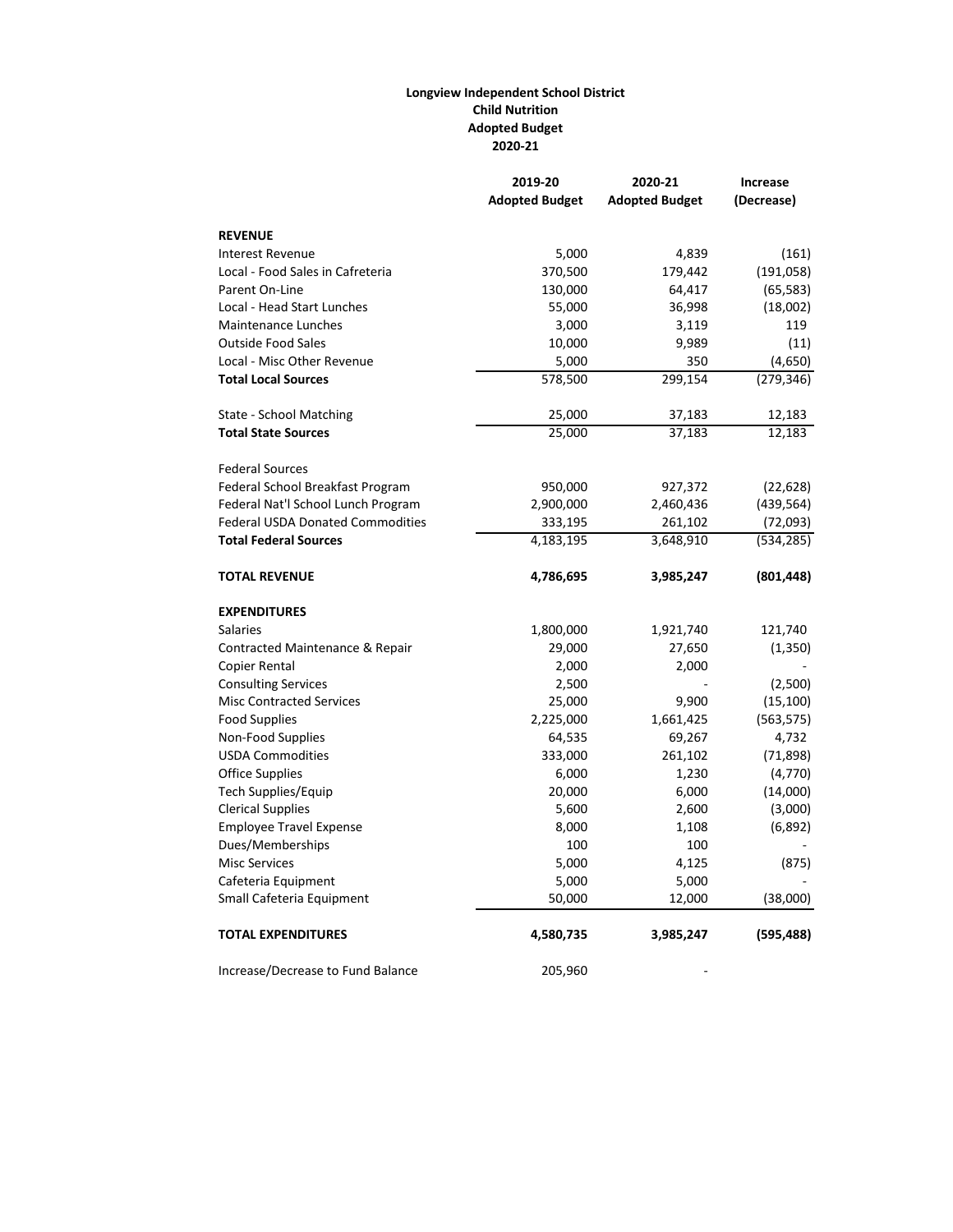**Longview Independent School District**
**Child Nutrition**
**Adopted Budget**
**2020-21**

| | 2019-20 Adopted Budget | 2020-21 Adopted Budget | Increase (Decrease) |
|---|---|---|---|
| **REVENUE** | | | |
| Interest Revenue | 5,000 | 4,839 | (161) |
| Local - Food Sales in Cafreteria | 370,500 | 179,442 | (191,058) |
| Parent On-Line | 130,000 | 64,417 | (65,583) |
| Local - Head Start Lunches | 55,000 | 36,998 | (18,002) |
| Maintenance Lunches | 3,000 | 3,119 | 119 |
| Outside Food Sales | 10,000 | 9,989 | (11) |
| Local - Misc Other Revenue | 5,000 | 350 | (4,650) |
| **Total Local Sources** | 578,500 | 299,154 | (279,346) |
| | | | |
| State - School Matching | 25,000 | 37,183 | 12,183 |
| **Total State Sources** | 25,000 | 37,183 | 12,183 |
| | | | |
| Federal Sources | | | |
| Federal School Breakfast Program | 950,000 | 927,372 | (22,628) |
| Federal Nat'l School Lunch Program | 2,900,000 | 2,460,436 | (439,564) |
| Federal USDA Donated Commodities | 333,195 | 261,102 | (72,093) |
| **Total Federal Sources** | 4,183,195 | 3,648,910 | (534,285) |
| | | | |
| **TOTAL REVENUE** | **4,786,695** | **3,985,247** | **(801,448)** |
| | | | |
| **EXPENDITURES** | | | |
| Salaries | 1,800,000 | 1,921,740 | 121,740 |
| Contracted Maintenance & Repair | 29,000 | 27,650 | (1,350) |
| Copier Rental | 2,000 | 2,000 | - |
| Consulting Services | 2,500 | - | (2,500) |
| Misc Contracted Services | 25,000 | 9,900 | (15,100) |
| Food Supplies | 2,225,000 | 1,661,425 | (563,575) |
| Non-Food Supplies | 64,535 | 69,267 | 4,732 |
| USDA Commodities | 333,000 | 261,102 | (71,898) |
| Office Supplies | 6,000 | 1,230 | (4,770) |
| Tech Supplies/Equip | 20,000 | 6,000 | (14,000) |
| Clerical Supplies | 5,600 | 2,600 | (3,000) |
| Employee Travel Expense | 8,000 | 1,108 | (6,892) |
| Dues/Memberships | 100 | 100 | - |
| Misc Services | 5,000 | 4,125 | (875) |
| Cafeteria Equipment | 5,000 | 5,000 | - |
| Small Cafeteria Equipment | 50,000 | 12,000 | (38,000) |
| | | | |
| **TOTAL EXPENDITURES** | **4,580,735** | **3,985,247** | **(595,488)** |
| | | | |
| Increase/Decrease to Fund Balance | 205,960 | - | |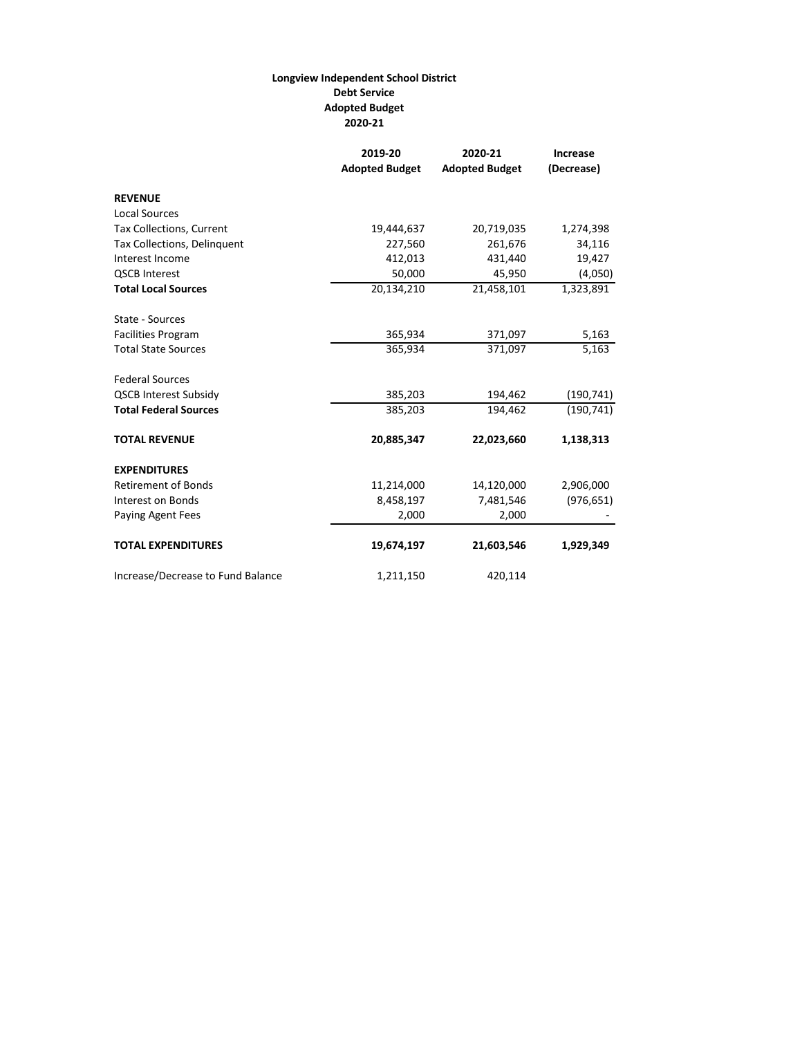**Longview Independent School District**
**Debt Service**
**Adopted Budget**
**2020-21**

| | 2019-20 Adopted Budget | 2020-21 Adopted Budget | Increase (Decrease) |
|---|---|---|---|
| **REVENUE** | | | |
| Local Sources | | | |
| Tax Collections, Current | 19,444,637 | 20,719,035 | 1,274,398 |
| Tax Collections, Delinquent | 227,560 | 261,676 | 34,116 |
| Interest Income | 412,013 | 431,440 | 19,427 |
| QSCB Interest | 50,000 | 45,950 | (4,050) |
| **Total Local Sources** | 20,134,210 | 21,458,101 | 1,323,891 |
| State - Sources | | | |
| Facilities Program | 365,934 | 371,097 | 5,163 |
| Total State Sources | 365,934 | 371,097 | 5,163 |
| Federal Sources | | | |
| QSCB Interest Subsidy | 385,203 | 194,462 | (190,741) |
| **Total Federal Sources** | 385,203 | 194,462 | (190,741) |
| **TOTAL REVENUE** | **20,885,347** | **22,023,660** | **1,138,313** |
| **EXPENDITURES** | | | |
| Retirement of Bonds | 11,214,000 | 14,120,000 | 2,906,000 |
| Interest on Bonds | 8,458,197 | 7,481,546 | (976,651) |
| Paying Agent Fees | 2,000 | 2,000 | - |
| **TOTAL EXPENDITURES** | **19,674,197** | **21,603,546** | **1,929,349** |
| Increase/Decrease to Fund Balance | 1,211,150 | 420,114 | |